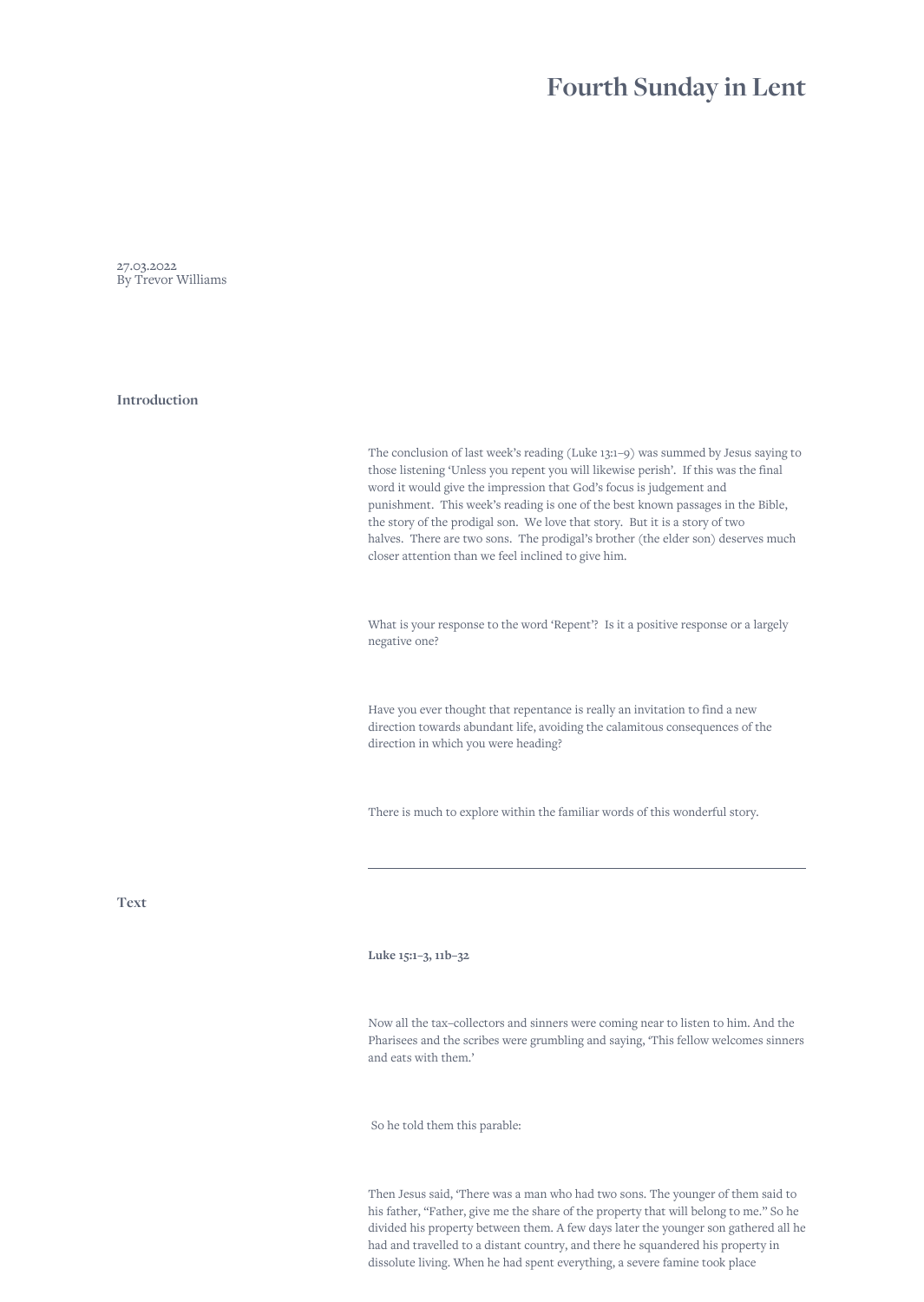# Fourth Sunday in Lent

27.03.2022
By Trevor Williams

## Introduction

The conclusion of last week's reading (Luke 13:1–9) was summed by Jesus saying to those listening 'Unless you repent you will likewise perish'. If this was the final word it would give the impression that God's focus is judgement and punishment. This week's reading is one of the best known passages in the Bible, the story of the prodigal son. We love that story. But it is a story of two halves. There are two sons. The prodigal's brother (the elder son) deserves much closer attention than we feel inclined to give him.

What is your response to the word 'Repent'? Is it a positive response or a largely negative one?

Have you ever thought that repentance is really an invitation to find a new direction towards abundant life, avoiding the calamitous consequences of the direction in which you were heading?

There is much to explore within the familiar words of this wonderful story.

---

## Text

**Luke 15:1–3, 11b–32**

Now all the tax-collectors and sinners were coming near to listen to him. And the Pharisees and the scribes were grumbling and saying, 'This fellow welcomes sinners and eats with them.'

So he told them this parable:

Then Jesus said, 'There was a man who had two sons. The younger of them said to his father, "Father, give me the share of the property that will belong to me." So he divided his property between them. A few days later the younger son gathered all he had and travelled to a distant country, and there he squandered his property in dissolute living. When he had spent everything, a severe famine took place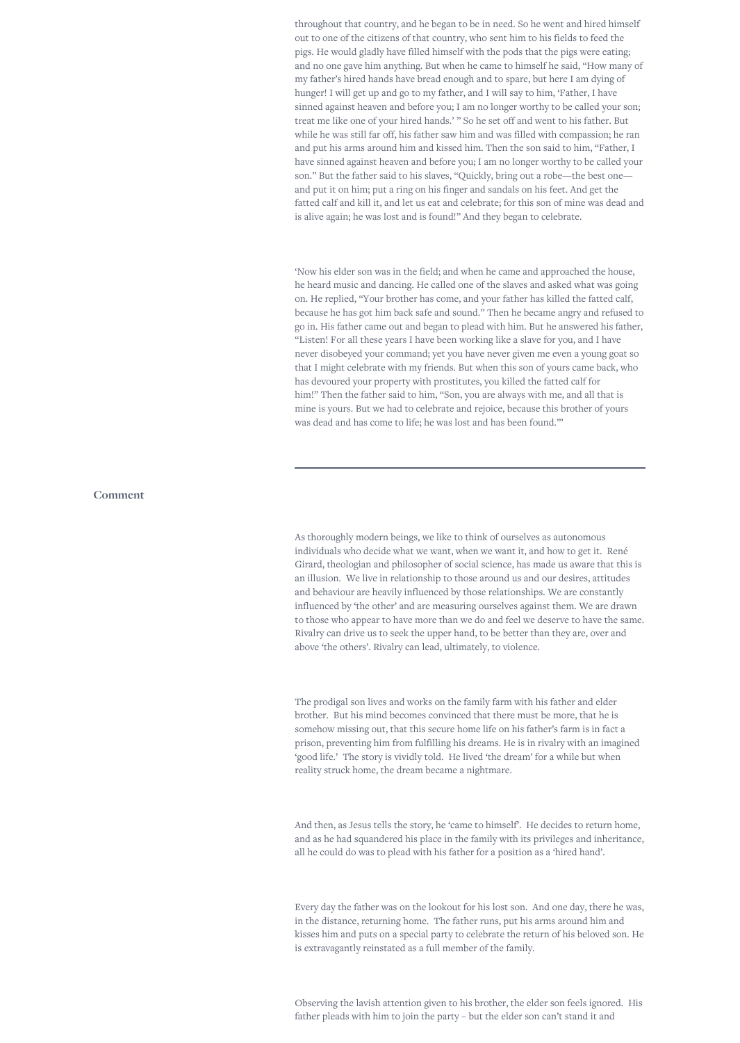throughout that country, and he began to be in need. So he went and hired himself out to one of the citizens of that country, who sent him to his fields to feed the pigs. He would gladly have filled himself with the pods that the pigs were eating; and no one gave him anything. But when he came to himself he said, "How many of my father's hired hands have bread enough and to spare, but here I am dying of hunger! I will get up and go to my father, and I will say to him, 'Father, I have sinned against heaven and before you; I am no longer worthy to be called your son; treat me like one of your hired hands.' " So he set off and went to his father. But while he was still far off, his father saw him and was filled with compassion; he ran and put his arms around him and kissed him. Then the son said to him, "Father, I have sinned against heaven and before you; I am no longer worthy to be called your son." But the father said to his slaves, "Quickly, bring out a robe—the best one—and put it on him; put a ring on his finger and sandals on his feet. And get the fatted calf and kill it, and let us eat and celebrate; for this son of mine was dead and is alive again; he was lost and is found!" And they began to celebrate.

'Now his elder son was in the field; and when he came and approached the house, he heard music and dancing. He called one of the slaves and asked what was going on. He replied, "Your brother has come, and your father has killed the fatted calf, because he has got him back safe and sound." Then he became angry and refused to go in. His father came out and began to plead with him. But he answered his father, "Listen! For all these years I have been working like a slave for you, and I have never disobeyed your command; yet you have never given me even a young goat so that I might celebrate with my friends. But when this son of yours came back, who has devoured your property with prostitutes, you killed the fatted calf for him!" Then the father said to him, "Son, you are always with me, and all that is mine is yours. But we had to celebrate and rejoice, because this brother of yours was dead and has come to life; he was lost and has been found."'

---

## Comment

As thoroughly modern beings, we like to think of ourselves as autonomous individuals who decide what we want, when we want it, and how to get it. René Girard, theologian and philosopher of social science, has made us aware that this is an illusion. We live in relationship to those around us and our desires, attitudes and behaviour are heavily influenced by those relationships. We are constantly influenced by 'the other' and are measuring ourselves against them. We are drawn to those who appear to have more than we do and feel we deserve to have the same. Rivalry can drive us to seek the upper hand, to be better than they are, over and above 'the others'. Rivalry can lead, ultimately, to violence.

The prodigal son lives and works on the family farm with his father and elder brother. But his mind becomes convinced that there must be more, that he is somehow missing out, that this secure home life on his father's farm is in fact a prison, preventing him from fulfilling his dreams. He is in rivalry with an imagined 'good life.' The story is vividly told. He lived 'the dream' for a while but when reality struck home, the dream became a nightmare.

And then, as Jesus tells the story, he 'came to himself'. He decides to return home, and as he had squandered his place in the family with its privileges and inheritance, all he could do was to plead with his father for a position as a 'hired hand'.

Every day the father was on the lookout for his lost son. And one day, there he was, in the distance, returning home. The father runs, put his arms around him and kisses him and puts on a special party to celebrate the return of his beloved son. He is extravagantly reinstated as a full member of the family.

Observing the lavish attention given to his brother, the elder son feels ignored. His father pleads with him to join the party – but the elder son can't stand it and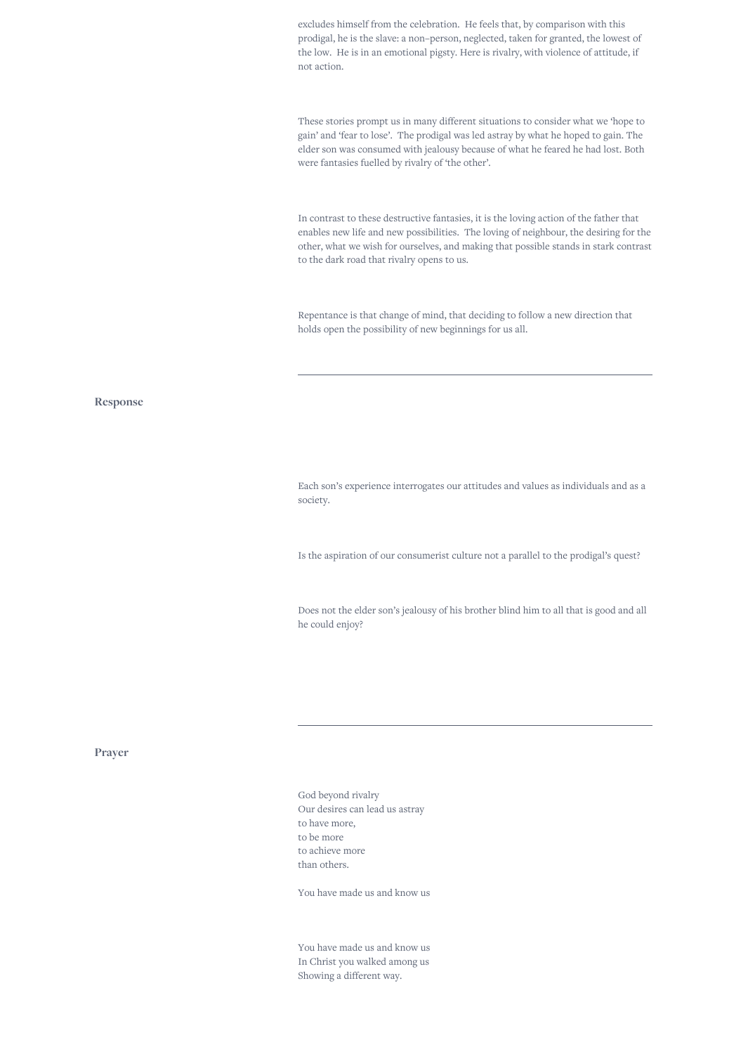excludes himself from the celebration. He feels that, by comparison with this prodigal, he is the slave: a non–person, neglected, taken for granted, the lowest of the low. He is in an emotional pigsty. Here is rivalry, with violence of attitude, if not action.

These stories prompt us in many different situations to consider what we 'hope to gain' and 'fear to lose'. The prodigal was led astray by what he hoped to gain. The elder son was consumed with jealousy because of what he feared he had lost. Both were fantasies fuelled by rivalry of 'the other'.

In contrast to these destructive fantasies, it is the loving action of the father that enables new life and new possibilities. The loving of neighbour, the desiring for the other, what we wish for ourselves, and making that possible stands in stark contrast to the dark road that rivalry opens to us.

Repentance is that change of mind, that deciding to follow a new direction that holds open the possibility of new beginnings for us all.

---

## Response

Each son's experience interrogates our attitudes and values as individuals and as a society.

Is the aspiration of our consumerist culture not a parallel to the prodigal's quest?

Does not the elder son's jealousy of his brother blind him to all that is good and all he could enjoy?

---

## Prayer

God beyond rivalry
Our desires can lead us astray
to have more,
to be more
to achieve more
than others.

You have made us and know us

You have made us and know us
In Christ you walked among us
Showing a different way.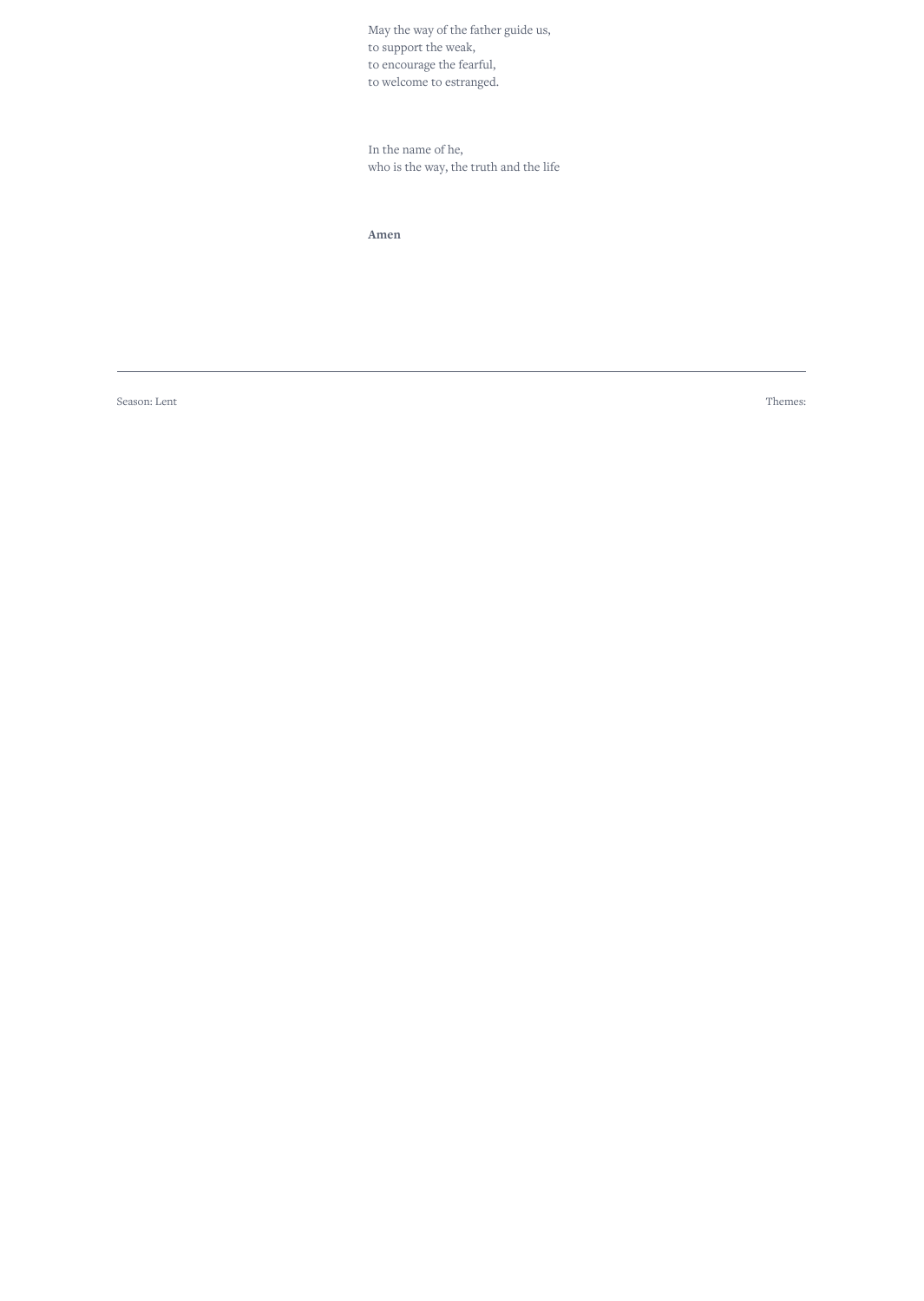May the way of the father guide us,  
to support the weak,  
to encourage the fearful,  
to welcome to estranged.

In the name of he,  
who is the way, the truth and the life

**Amen**

---

Season: Lent

Themes: